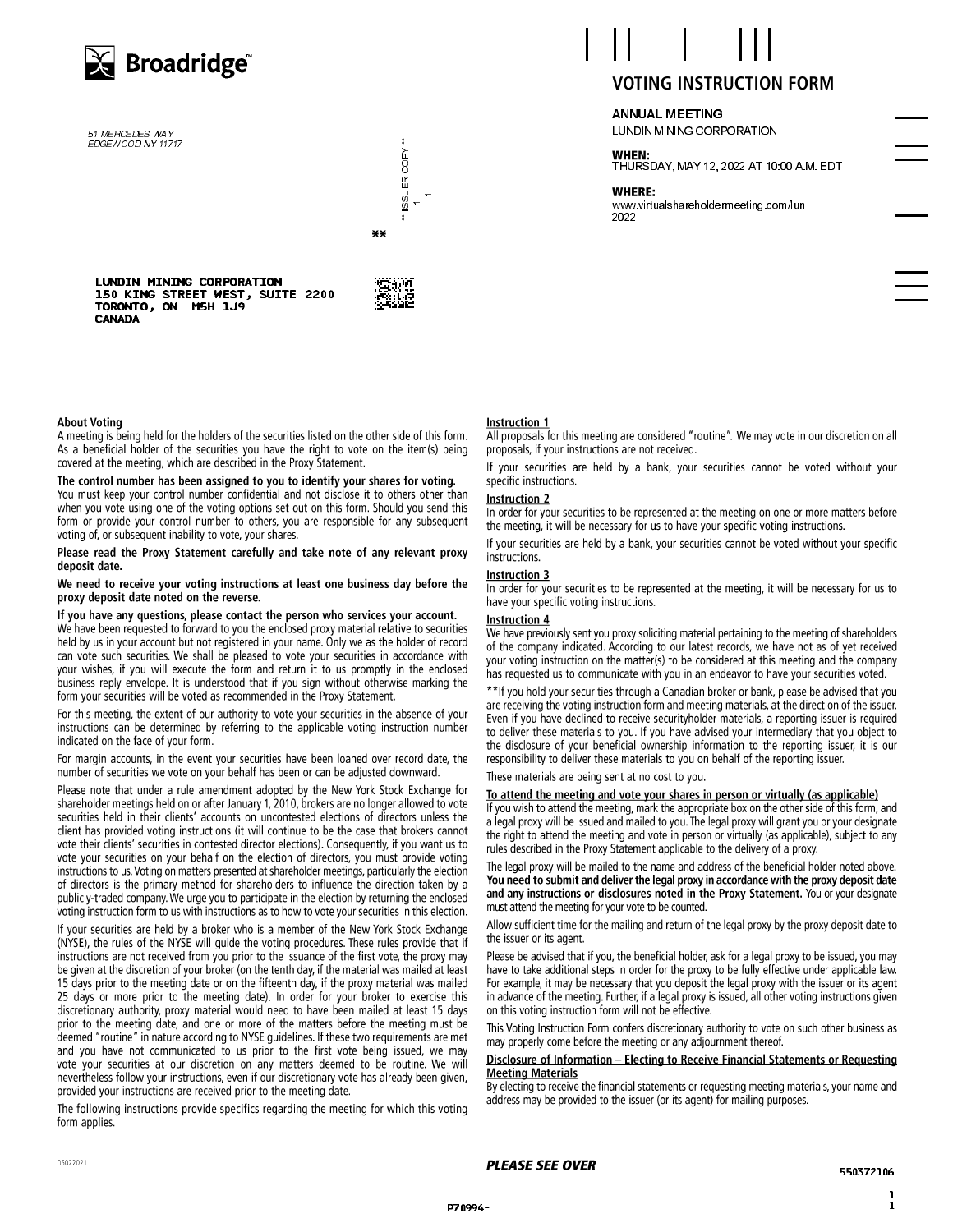Broadridge™

51 MERCEDES WAY
EDGEWOOD NY 11717

** ISSUER COPY **
1 1

**

**LUNDIN MINING CORPORATION**
**150 KING STREET WEST, SUITE 2200**
**TORONTO, ON M5H 1J9**
**CANADA**

# VOTING INSTRUCTION FORM

**ANNUAL MEETING**
LUNDIN MINING CORPORATION

**WHEN:**
THURSDAY, MAY 12, 2022 AT 10:00 A.M. EDT

**WHERE:**
www.virtualshareholdermeeting.com/lun 2022

**About Voting**

A meeting is being held for the holders of the securities listed on the other side of this form. As a beneficial holder of the securities you have the right to vote on the item(s) being covered at the meeting, which are described in the Proxy Statement.

**The control number has been assigned to you to identify your shares for voting.** You must keep your control number confidential and not disclose it to others other than when you vote using one of the voting options set out on this form. Should you send this form or provide your control number to others, you are responsible for any subsequent voting of, or subsequent inability to vote, your shares.

**Please read the Proxy Statement carefully and take note of any relevant proxy deposit date.**

**We need to receive your voting instructions at least one business day before the proxy deposit date noted on the reverse.**

**If you have any questions, please contact the person who services your account.** We have been requested to forward to you the enclosed proxy material relative to securities held by us in your account but not registered in your name. Only we as the holder of record can vote such securities. We shall be pleased to vote your securities in accordance with your wishes, if you will execute the form and return it to us promptly in the enclosed business reply envelope. It is understood that if you sign without otherwise marking the form your securities will be voted as recommended in the Proxy Statement.

For this meeting, the extent of our authority to vote your securities in the absence of your instructions can be determined by referring to the applicable voting instruction number indicated on the face of your form.

For margin accounts, in the event your securities have been loaned over record date, the number of securities we vote on your behalf has been or can be adjusted downward.

Please note that under a rule amendment adopted by the New York Stock Exchange for shareholder meetings held on or after January 1, 2010, brokers are no longer allowed to vote securities held in their clients' accounts on uncontested elections of directors unless the client has provided voting instructions (it will continue to be the case that brokers cannot vote their clients' securities in contested director elections). Consequently, if you want us to vote your securities on your behalf on the election of directors, you must provide voting instructions to us. Voting on matters presented at shareholder meetings, particularly the election of directors is the primary method for shareholders to influence the direction taken by a publicly-traded company. We urge you to participate in the election by returning the enclosed voting instruction form to us with instructions as to how to vote your securities in this election.

If your securities are held by a broker who is a member of the New York Stock Exchange (NYSE), the rules of the NYSE will guide the voting procedures. These rules provide that if instructions are not received from you prior to the issuance of the first vote, the proxy may be given at the discretion of your broker (on the tenth day, if the material was mailed at least 15 days prior to the meeting date or on the fifteenth day, if the proxy material was mailed 25 days or more prior to the meeting date). In order for your broker to exercise this discretionary authority, proxy material would need to have been mailed at least 15 days prior to the meeting date, and one or more of the matters before the meeting must be deemed "routine" in nature according to NYSE guidelines. If these two requirements are met and you have not communicated to us prior to the first vote being issued, we may vote your securities at our discretion on any matters deemed to be routine. We will nevertheless follow your instructions, even if our discretionary vote has already been given, provided your instructions are received prior to the meeting date.

The following instructions provide specifics regarding the meeting for which this voting form applies.

**Instruction 1**

All proposals for this meeting are considered "routine". We may vote in our discretion on all proposals, if your instructions are not received.

If your securities are held by a bank, your securities cannot be voted without your specific instructions.

**Instruction 2**

In order for your securities to be represented at the meeting on one or more matters before the meeting, it will be necessary for us to have your specific voting instructions.

If your securities are held by a bank, your securities cannot be voted without your specific instructions.

**Instruction 3**

In order for your securities to be represented at the meeting, it will be necessary for us to have your specific voting instructions.

**Instruction 4**

We have previously sent you proxy soliciting material pertaining to the meeting of shareholders of the company indicated. According to our latest records, we have not as of yet received your voting instruction on the matter(s) to be considered at this meeting and the company has requested us to communicate with you in an endeavor to have your securities voted.

**If you hold your securities through a Canadian broker or bank, please be advised that you are receiving the voting instruction form and meeting materials, at the direction of the issuer. Even if you have declined to receive securityholder materials, a reporting issuer is required to deliver these materials to you. If you have advised your intermediary that you object to the disclosure of your beneficial ownership information to the reporting issuer, it is our responsibility to deliver these materials to you on behalf of the reporting issuer.

These materials are being sent at no cost to you.

**To attend the meeting and vote your shares in person or virtually (as applicable)**

If you wish to attend the meeting, mark the appropriate box on the other side of this form, and a legal proxy will be issued and mailed to you. The legal proxy will grant you or your designate the right to attend the meeting and vote in person or virtually (as applicable), subject to any rules described in the Proxy Statement applicable to the delivery of a proxy.

The legal proxy will be mailed to the name and address of the beneficial holder noted above. **You need to submit and deliver the legal proxy in accordance with the proxy deposit date and any instructions or disclosures noted in the Proxy Statement.** You or your designate must attend the meeting for your vote to be counted.

Allow sufficient time for the mailing and return of the legal proxy by the proxy deposit date to the issuer or its agent.

Please be advised that if you, the beneficial holder, ask for a legal proxy to be issued, you may have to take additional steps in order for the proxy to be fully effective under applicable law. For example, it may be necessary that you deposit the legal proxy with the issuer or its agent in advance of the meeting. Further, if a legal proxy is issued, all other voting instructions given on this voting instruction form will not be effective.

This Voting Instruction Form confers discretionary authority to vote on such other business as may properly come before the meeting or any adjournment thereof.

**Disclosure of Information – Electing to Receive Financial Statements or Requesting Meeting Materials**

By electing to receive the financial statements or requesting meeting materials, your name and address may be provided to the issuer (or its agent) for mailing purposes.

05022021

***PLEASE SEE OVER***

550372106

P70994-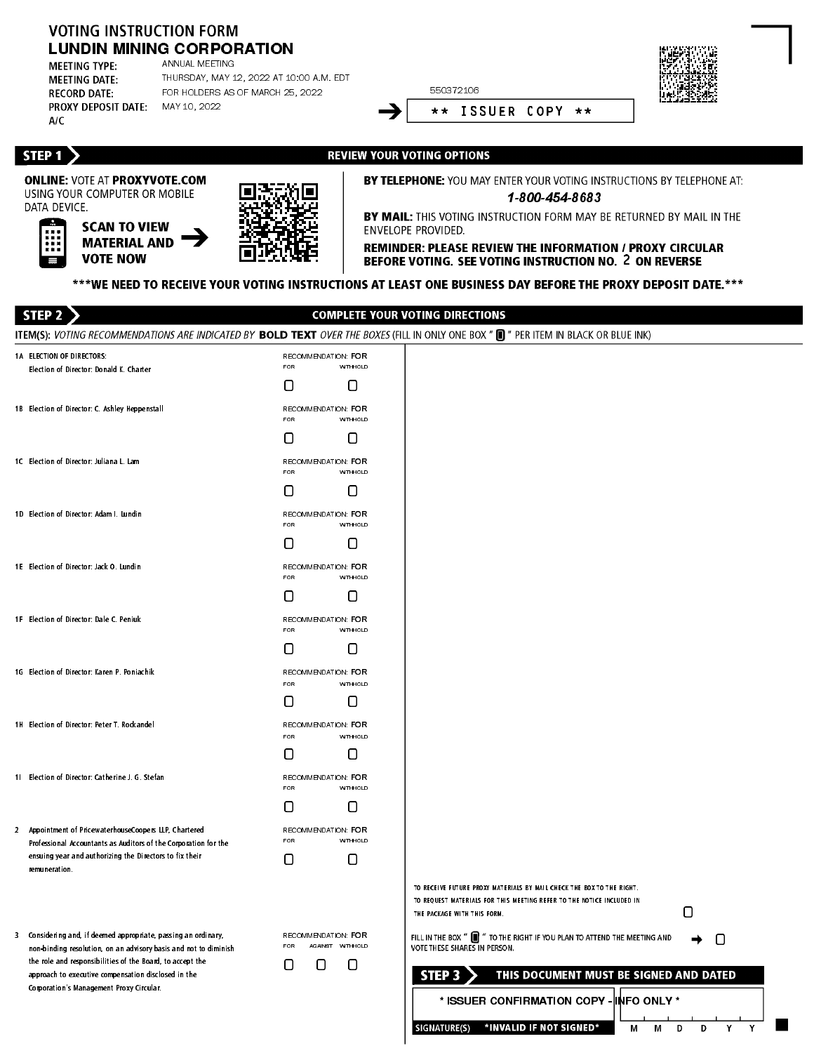# VOTING INSTRUCTION FORM
## LUNDIN MINING CORPORATION

**MEETING TYPE:** ANNUAL MEETING
**MEETING DATE:** THURSDAY, MAY 12, 2022 AT 10:00 A.M. EDT
**RECORD DATE:** FOR HOLDERS AS OF MARCH 25, 2022
**PROXY DEPOSIT DATE:** MAY 10, 2022
**A/C**

550372106

** ISSUER COPY **

## STEP 1 — REVIEW YOUR VOTING OPTIONS

**ONLINE:** VOTE AT **PROXYVOTE.COM** USING YOUR COMPUTER OR MOBILE DATA DEVICE.

**SCAN TO VIEW MATERIAL AND VOTE NOW**

**BY TELEPHONE:** YOU MAY ENTER YOUR VOTING INSTRUCTIONS BY TELEPHONE AT:

***1-800-454-8683***

**BY MAIL:** THIS VOTING INSTRUCTION FORM MAY BE RETURNED BY MAIL IN THE ENVELOPE PROVIDED.

**REMINDER: PLEASE REVIEW THE INFORMATION / PROXY CIRCULAR BEFORE VOTING. SEE VOTING INSTRUCTION NO. 2 ON REVERSE**

**\*\*\*WE NEED TO RECEIVE YOUR VOTING INSTRUCTIONS AT LEAST ONE BUSINESS DAY BEFORE THE PROXY DEPOSIT DATE.\*\*\***

## STEP 2 — COMPLETE YOUR VOTING DIRECTIONS

**ITEM(S):** *VOTING RECOMMENDATIONS ARE INDICATED BY* **BOLD TEXT** *OVER THE BOXES* (FILL IN ONLY ONE BOX " ▮ " PER ITEM IN BLACK OR BLUE INK)

| Item | Description | Recommendation | FOR | AGAINST | WITHHOLD |
|---|---|---|---|---|---|
| 1A | ELECTION OF DIRECTORS: Election of Director: Donald K. Charter | **FOR** | ☐ | | ☐ |
| 1B | Election of Director: C. Ashley Heppenstall | **FOR** | ☐ | | ☐ |
| 1C | Election of Director: Juliana L. Lam | **FOR** | ☐ | | ☐ |
| 1D | Election of Director: Adam I. Lundin | **FOR** | ☐ | | ☐ |
| 1E | Election of Director: Jack O. Lundin | **FOR** | ☐ | | ☐ |
| 1F | Election of Director: Dale C. Peniuk | **FOR** | ☐ | | ☐ |
| 1G | Election of Director: Karen P. Poniachik | **FOR** | ☐ | | ☐ |
| 1H | Election of Director: Peter T. Rockandel | **FOR** | ☐ | | ☐ |
| 1I | Election of Director: Catherine J. G. Stefan | **FOR** | ☐ | | ☐ |
| 2 | Appointment of PricewaterhouseCoopers LLP, Chartered Professional Accountants as Auditors of the Corporation for the ensuing year and authorizing the Directors to fix their remuneration. | **FOR** | ☐ | | ☐ |
| 3 | Considering and, if deemed appropriate, passing an ordinary, non-binding resolution, on an advisory basis and not to diminish the role and responsibilities of the Board, to accept the approach to executive compensation disclosed in the Corporation's Management Proxy Circular. | **FOR** | ☐ | ☐ | ☐ |

TO RECEIVE FUTURE PROXY MATERIALS BY MAIL CHECK THE BOX TO THE RIGHT. TO REQUEST MATERIALS FOR THIS MEETING REFER TO THE NOTICE INCLUDED IN THE PACKAGE WITH THIS FORM. ☐

FILL IN THE BOX " ▮ " TO THE RIGHT IF YOU PLAN TO ATTEND THE MEETING AND VOTE THESE SHARES IN PERSON. ➜ ☐

## STEP 3 — THIS DOCUMENT MUST BE SIGNED AND DATED

\* ISSUER CONFIRMATION COPY - INFO ONLY \*

SIGNATURE(S) \*INVALID IF NOT SIGNED\*

M M D D Y Y